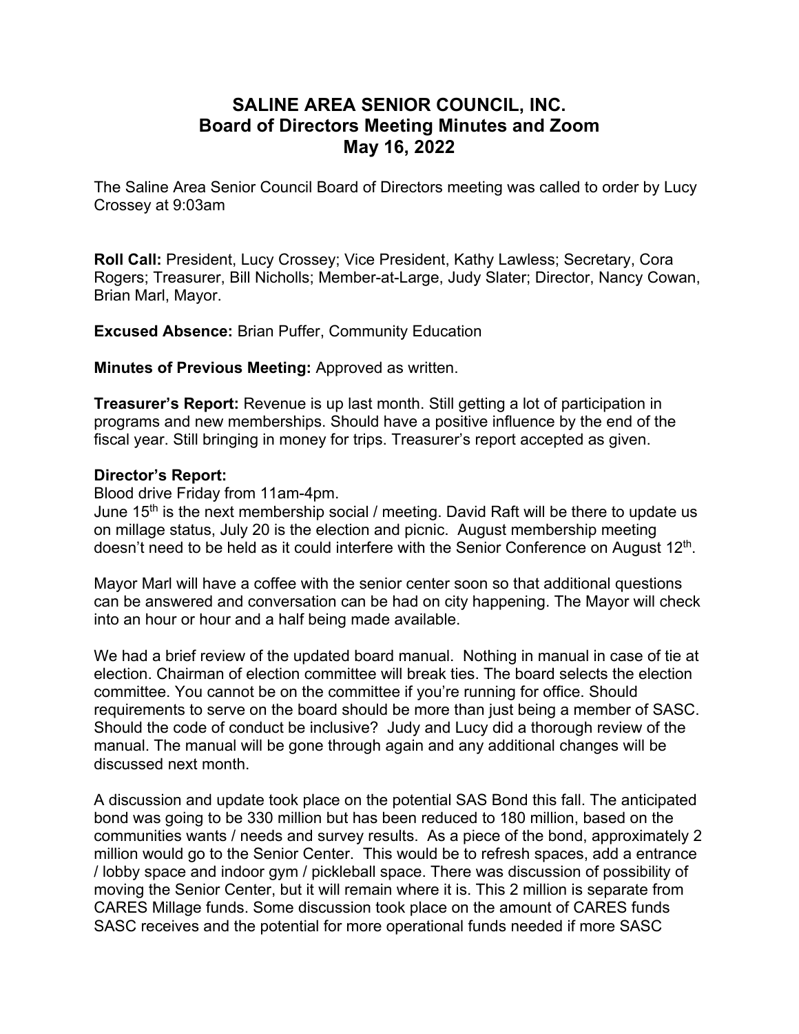# SALINE AREA SENIOR COUNCIL, INC.
## Board of Directors Meeting Minutes and Zoom
## May 16, 2022

The Saline Area Senior Council Board of Directors meeting was called to order by Lucy Crossey at 9:03am

**Roll Call:** President, Lucy Crossey; Vice President, Kathy Lawless; Secretary, Cora Rogers; Treasurer, Bill Nicholls; Member-at-Large, Judy Slater; Director, Nancy Cowan, Brian Marl, Mayor.

**Excused Absence:** Brian Puffer, Community Education

**Minutes of Previous Meeting:** Approved as written.

**Treasurer's Report:** Revenue is up last month. Still getting a lot of participation in programs and new memberships. Should have a positive influence by the end of the fiscal year. Still bringing in money for trips. Treasurer's report accepted as given.

**Director's Report:**

Blood drive Friday from 11am-4pm.

June 15th is the next membership social / meeting. David Raft will be there to update us on millage status, July 20 is the election and picnic. August membership meeting doesn't need to be held as it could interfere with the Senior Conference on August 12th.

Mayor Marl will have a coffee with the senior center soon so that additional questions can be answered and conversation can be had on city happening. The Mayor will check into an hour or hour and a half being made available.

We had a brief review of the updated board manual. Nothing in manual in case of tie at election. Chairman of election committee will break ties. The board selects the election committee. You cannot be on the committee if you're running for office. Should requirements to serve on the board should be more than just being a member of SASC. Should the code of conduct be inclusive? Judy and Lucy did a thorough review of the manual. The manual will be gone through again and any additional changes will be discussed next month.

A discussion and update took place on the potential SAS Bond this fall. The anticipated bond was going to be 330 million but has been reduced to 180 million, based on the communities wants / needs and survey results. As a piece of the bond, approximately 2 million would go to the Senior Center. This would be to refresh spaces, add a entrance / lobby space and indoor gym / pickleball space. There was discussion of possibility of moving the Senior Center, but it will remain where it is. This 2 million is separate from CARES Millage funds. Some discussion took place on the amount of CARES funds SASC receives and the potential for more operational funds needed if more SASC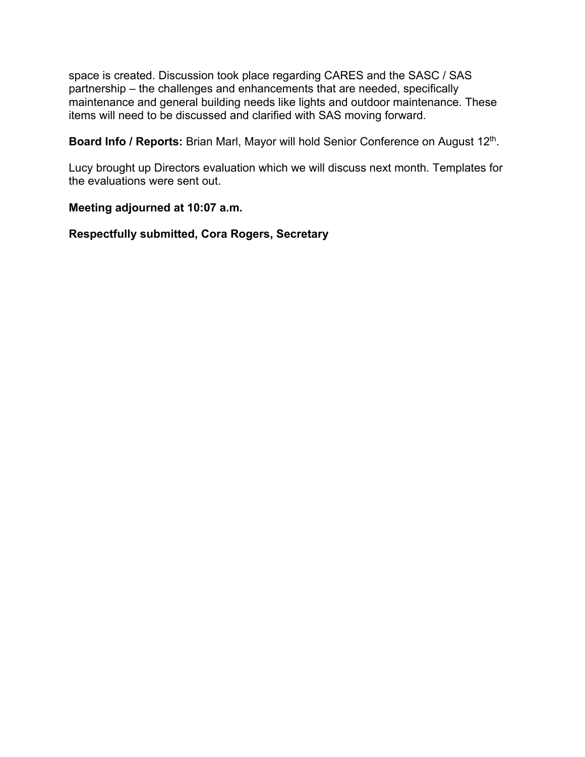space is created. Discussion took place regarding CARES and the SASC / SAS partnership – the challenges and enhancements that are needed, specifically maintenance and general building needs like lights and outdoor maintenance. These items will need to be discussed and clarified with SAS moving forward.

**Board Info / Reports:** Brian Marl, Mayor will hold Senior Conference on August 12th.

Lucy brought up Directors evaluation which we will discuss next month. Templates for the evaluations were sent out.

**Meeting adjourned at 10:07 a.m.**

**Respectfully submitted, Cora Rogers, Secretary**